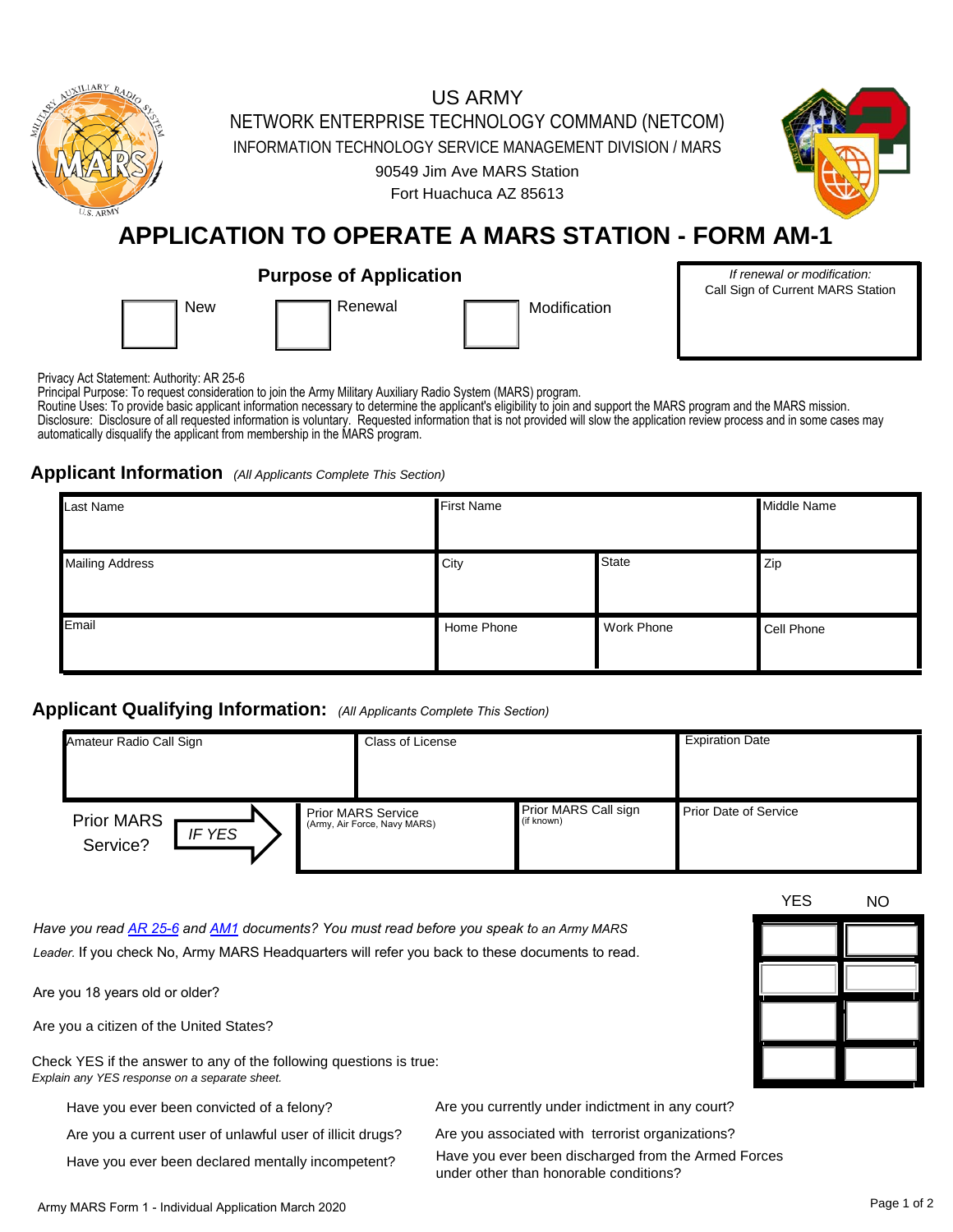US ARMY

NETWORK ENTERPRISE TECHNOLOGY COMMAND (NETCOM)

INFORMATION TECHNOLOGY SERVICE MANAGEMENT DIVISION / MARS

90549 Jim Ave MARS Station

Fort Huachuca AZ 85613

# APPLICATION TO OPERATE A MARS STATION - FORM AM-1

## Purpose of Application

| ☐ New | ☐ Renewal | ☐ Modification | *If renewal or modification:* Call Sign of Current MARS Station |
|---|---|---|---|
| | | | |

Privacy Act Statement: Authority: AR 25-6
Principal Purpose: To request consideration to join the Army Military Auxiliary Radio System (MARS) program.
Routine Uses: To provide basic applicant information necessary to determine the applicant's eligibility to join and support the MARS program and the MARS mission.
Disclosure: Disclosure of all requested information is voluntary. Requested information that is not provided will slow the application review process and in some cases may automatically disqualify the applicant from membership in the MARS program.

## Applicant Information *(All Applicants Complete This Section)*

| Last Name | First Name | | Middle Name |
|---|---|---|---|
| Mailing Address | City | State | Zip |
| Email | Home Phone | Work Phone | Cell Phone |

## Applicant Qualifying Information: *(All Applicants Complete This Section)*

| Amateur Radio Call Sign | Class of License | | Expiration Date |
|---|---|---|---|
| Prior MARS Service? IF YES → | Prior MARS Service (Army, Air Force, Navy MARS) | Prior MARS Call sign (if known) | Prior Date of Service |

| | YES | NO |
|---|---|---|
| *Have you read [AR 25-6](#) and [AM1](#) documents? You must read before you speak to an Army MARS Leader.* If you check No, Army MARS Headquarters will refer you back to these documents to read. | | |
| Are you 18 years old or older? | | |
| Are you a citizen of the United States? | | |
| Check YES if the answer to any of the following questions is true: *Explain any YES response on a separate sheet.* | | |

- Have you ever been convicted of a felony?
- Are you a current user of unlawful user of illicit drugs?
- Have you ever been declared mentally incompetent?
- Are you currently under indictment in any court?
- Are you associated with terrorist organizations?
- Have you ever been discharged from the Armed Forces under other than honorable conditions?

Army MARS Form 1 - Individual Application March 2020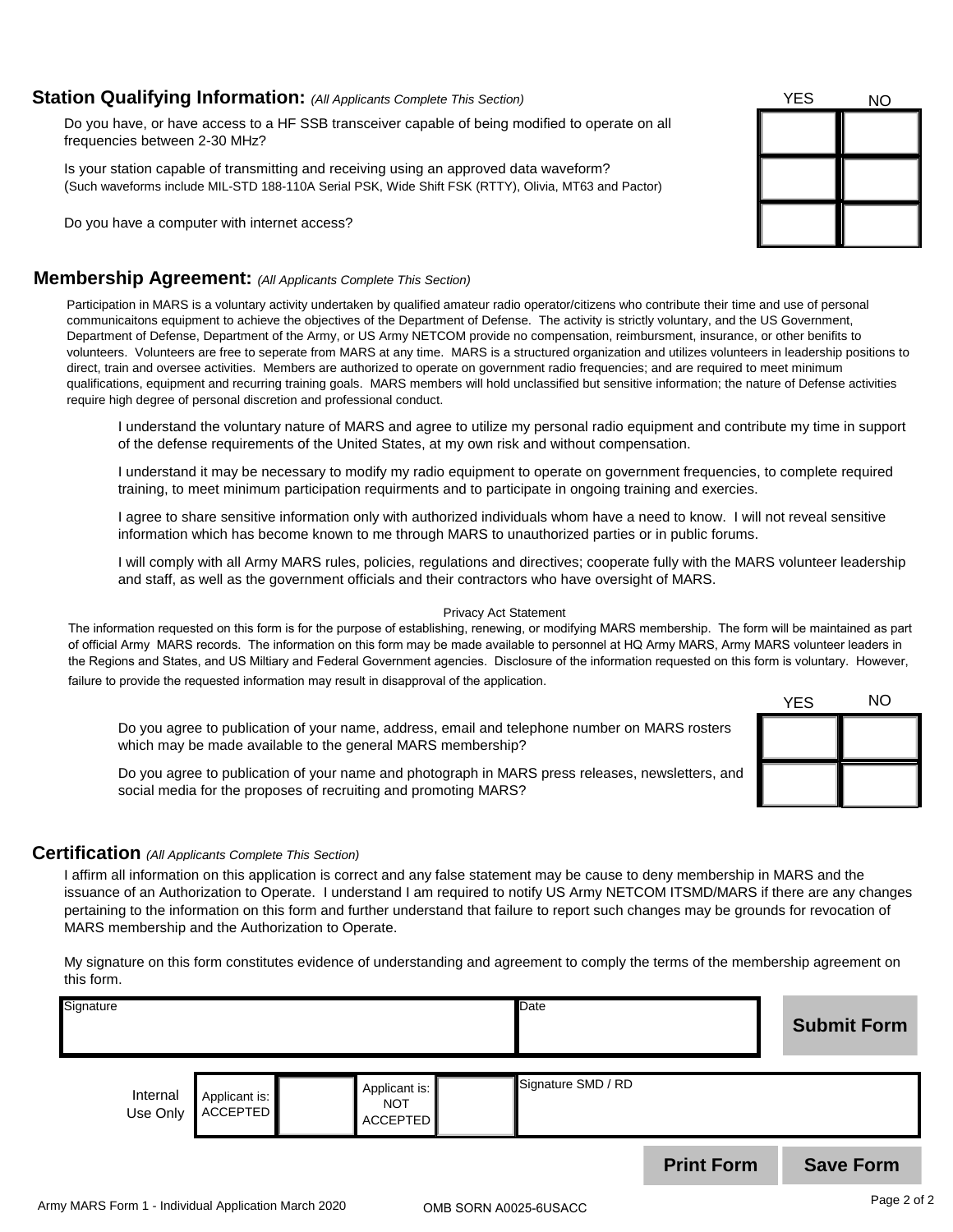## Station Qualifying Information: *(All Applicants Complete This Section)*

| | YES | NO |
|---|---|---|
| Do you have, or have access to a HF SSB transceiver capable of being modified to operate on all frequencies between 2-30 MHz? | | |
| Is your station capable of transmitting and receiving using an approved data waveform? (Such waveforms include MIL-STD 188-110A Serial PSK, Wide Shift FSK (RTTY), Olivia, MT63 and Pactor) | | |
| Do you have a computer with internet access? | | |

## Membership Agreement: *(All Applicants Complete This Section)*

Participation in MARS is a voluntary activity undertaken by qualified amateur radio operator/citizens who contribute their time and use of personal communicaitons equipment to achieve the objectives of the Department of Defense. The activity is strictly voluntary, and the US Government, Department of Defense, Department of the Army, or US Army NETCOM provide no compensation, reimbursment, insurance, or other benifits to volunteers. Volunteers are free to seperate from MARS at any time. MARS is a structured organization and utilizes volunteers in leadership positions to direct, train and oversee activities. Members are authorized to operate on government radio frequencies; and are required to meet minimum qualifications, equipment and recurring training goals. MARS members will hold unclassified but sensitive information; the nature of Defense activities require high degree of personal discretion and professional conduct.

I understand the voluntary nature of MARS and agree to utilize my personal radio equipment and contribute my time in support of the defense requirements of the United States, at my own risk and without compensation.

I understand it may be necessary to modify my radio equipment to operate on government frequencies, to complete required training, to meet minimum participation requirments and to participate in ongoing training and exercies.

I agree to share sensitive information only with authorized individuals whom have a need to know. I will not reveal sensitive information which has become known to me through MARS to unauthorized parties or in public forums.

I will comply with all Army MARS rules, policies, regulations and directives; cooperate fully with the MARS volunteer leadership and staff, as well as the government officials and their contractors who have oversight of MARS.

Privacy Act Statement

The information requested on this form is for the purpose of establishing, renewing, or modifying MARS membership. The form will be maintained as part of official Army MARS records. The information on this form may be made available to personnel at HQ Army MARS, Army MARS volunteer leaders in the Regions and States, and US Miltiary and Federal Government agencies. Disclosure of the information requested on this form is voluntary. However, failure to provide the requested information may result in disapproval of the application.

| | YES | NO |
|---|---|---|
| Do you agree to publication of your name, address, email and telephone number on MARS rosters which may be made available to the general MARS membership? | | |
| Do you agree to publication of your name and photograph in MARS press releases, newsletters, and social media for the proposes of recruiting and promoting MARS? | | |

## Certification *(All Applicants Complete This Section)*

I affirm all information on this application is correct and any false statement may be cause to deny membership in MARS and the issuance of an Authorization to Operate. I understand I am required to notify US Army NETCOM ITSMD/MARS if there are any changes pertaining to the information on this form and further understand that failure to report such changes may be grounds for revocation of MARS membership and the Authorization to Operate.

My signature on this form constitutes evidence of understanding and agreement to comply the terms of the membership agreement on this form.

| Signature | Date |
|---|---|
| | |

**Submit Form**

| Internal Use Only | Applicant is: ACCEPTED | | Applicant is: NOT ACCEPTED | | Signature SMD / RD |
|---|---|---|---|---|---|

**Print Form** **Save Form**

Army MARS Form 1 - Individual Application March 2020

OMB SORN A0025-6USACC